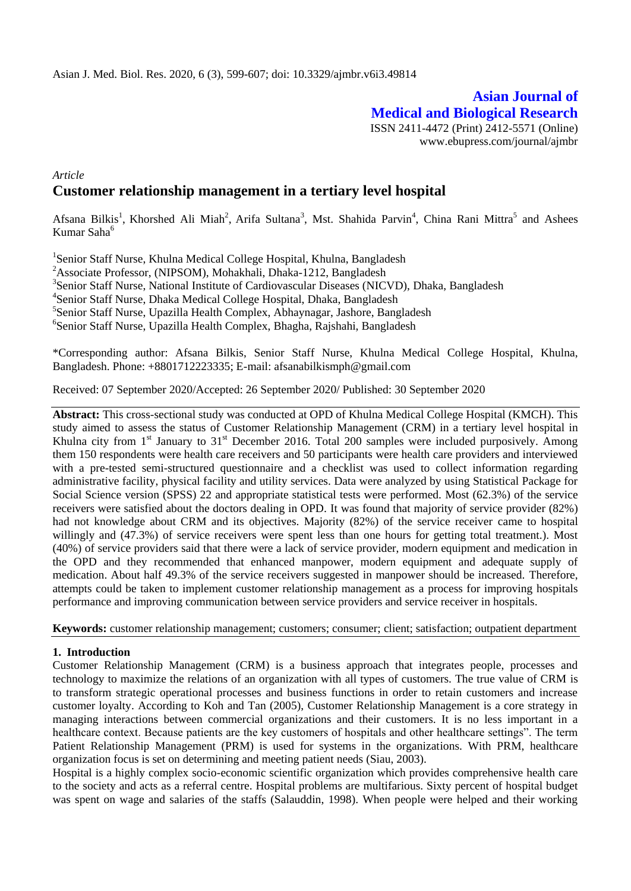# Asian Journal of Medical and Biological Research

ISSN 2411-4472 (Print) 2412-5571 (Online)
www.ebupress.com/journal/ajmbr

*Article*

## Customer relationship management in a tertiary level hospital

Afsana Bilkis[1], Khorshed Ali Miah[2], Arifa Sultana[3], Mst. Shahida Parvin[4], China Rani Mittra[5] and Ashees Kumar Saha[6]

[1]Senior Staff Nurse, Khulna Medical College Hospital, Khulna, Bangladesh
[2]Associate Professor, (NIPSOM), Mohakhali, Dhaka-1212, Bangladesh
[3]Senior Staff Nurse, National Institute of Cardiovascular Diseases (NICVD), Dhaka, Bangladesh
[4]Senior Staff Nurse, Dhaka Medical College Hospital, Dhaka, Bangladesh
[5]Senior Staff Nurse, Upazilla Health Complex, Abhaynagar, Jashore, Bangladesh
[6]Senior Staff Nurse, Upazilla Health Complex, Bhagha, Rajshahi, Bangladesh

*Corresponding author: Afsana Bilkis, Senior Staff Nurse, Khulna Medical College Hospital, Khulna, Bangladesh. Phone: +8801712223335; E-mail: afsanabilkismph@gmail.com

Received: 07 September 2020/Accepted: 26 September 2020/ Published: 30 September 2020

**Abstract:** This cross-sectional study was conducted at OPD of Khulna Medical College Hospital (KMCH). This study aimed to assess the status of Customer Relationship Management (CRM) in a tertiary level hospital in Khulna city from 1st January to 31st December 2016. Total 200 samples were included purposively. Among them 150 respondents were health care receivers and 50 participants were health care providers and interviewed with a pre-tested semi-structured questionnaire and a checklist was used to collect information regarding administrative facility, physical facility and utility services. Data were analyzed by using Statistical Package for Social Science version (SPSS) 22 and appropriate statistical tests were performed. Most (62.3%) of the service receivers were satisfied about the doctors dealing in OPD. It was found that majority of service provider (82%) had not knowledge about CRM and its objectives. Majority (82%) of the service receiver came to hospital willingly and (47.3%) of service receivers were spent less than one hours for getting total treatment.). Most (40%) of service providers said that there were a lack of service provider, modern equipment and medication in the OPD and they recommended that enhanced manpower, modern equipment and adequate supply of medication. About half 49.3% of the service receivers suggested in manpower should be increased. Therefore, attempts could be taken to implement customer relationship management as a process for improving hospitals performance and improving communication between service providers and service receiver in hospitals.

**Keywords:** customer relationship management; customers; consumer; client; satisfaction; outpatient department

## 1. Introduction

Customer Relationship Management (CRM) is a business approach that integrates people, processes and technology to maximize the relations of an organization with all types of customers. The true value of CRM is to transform strategic operational processes and business functions in order to retain customers and increase customer loyalty. According to Koh and Tan (2005), Customer Relationship Management is a core strategy in managing interactions between commercial organizations and their customers. It is no less important in a healthcare context. Because patients are the key customers of hospitals and other healthcare settings". The term Patient Relationship Management (PRM) is used for systems in the organizations. With PRM, healthcare organization focus is set on determining and meeting patient needs (Siau, 2003).

Hospital is a highly complex socio-economic scientific organization which provides comprehensive health care to the society and acts as a referral centre. Hospital problems are multifarious. Sixty percent of hospital budget was spent on wage and salaries of the staffs (Salauddin, 1998). When people were helped and their working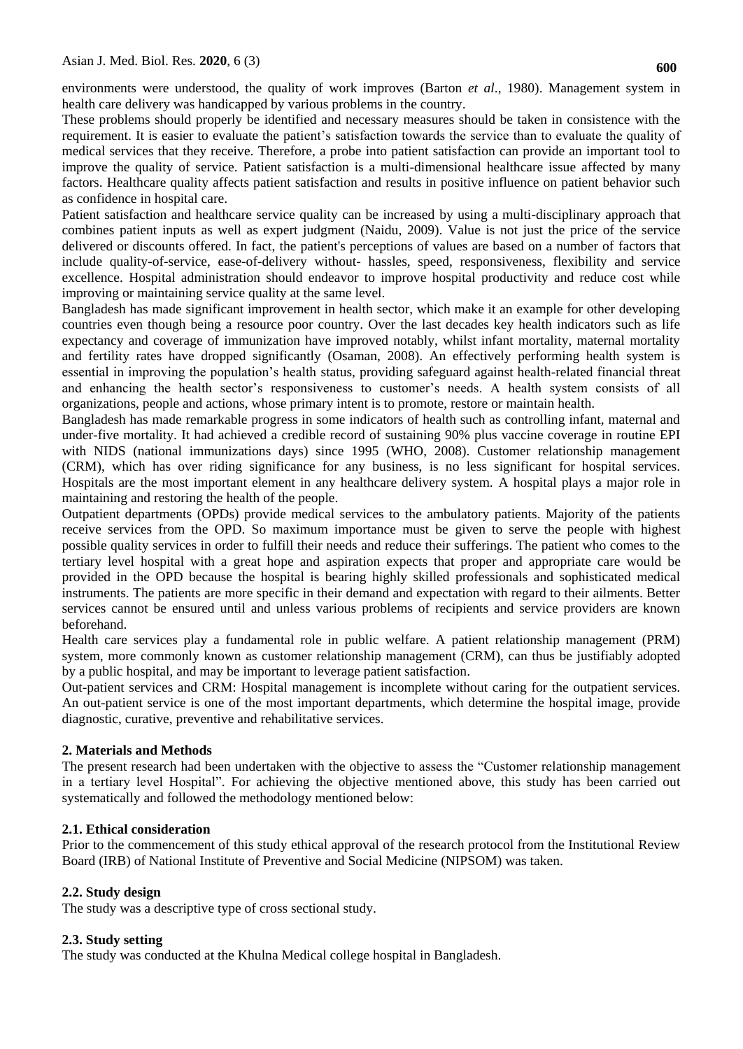environments were understood, the quality of work improves (Barton *et al*., 1980). Management system in health care delivery was handicapped by various problems in the country.

These problems should properly be identified and necessary measures should be taken in consistence with the requirement. It is easier to evaluate the patient's satisfaction towards the service than to evaluate the quality of medical services that they receive. Therefore, a probe into patient satisfaction can provide an important tool to improve the quality of service. Patient satisfaction is a multi-dimensional healthcare issue affected by many factors. Healthcare quality affects patient satisfaction and results in positive influence on patient behavior such as confidence in hospital care.

Patient satisfaction and healthcare service quality can be increased by using a multi-disciplinary approach that combines patient inputs as well as expert judgment (Naidu, 2009). Value is not just the price of the service delivered or discounts offered. In fact, the patient's perceptions of values are based on a number of factors that include quality-of-service, ease-of-delivery without- hassles, speed, responsiveness, flexibility and service excellence. Hospital administration should endeavor to improve hospital productivity and reduce cost while improving or maintaining service quality at the same level.

Bangladesh has made significant improvement in health sector, which make it an example for other developing countries even though being a resource poor country. Over the last decades key health indicators such as life expectancy and coverage of immunization have improved notably, whilst infant mortality, maternal mortality and fertility rates have dropped significantly (Osaman, 2008). An effectively performing health system is essential in improving the population's health status, providing safeguard against health-related financial threat and enhancing the health sector's responsiveness to customer's needs. A health system consists of all organizations, people and actions, whose primary intent is to promote, restore or maintain health.

Bangladesh has made remarkable progress in some indicators of health such as controlling infant, maternal and under-five mortality. It had achieved a credible record of sustaining 90% plus vaccine coverage in routine EPI with NIDS (national immunizations days) since 1995 (WHO, 2008). Customer relationship management (CRM), which has over riding significance for any business, is no less significant for hospital services. Hospitals are the most important element in any healthcare delivery system. A hospital plays a major role in maintaining and restoring the health of the people.

Outpatient departments (OPDs) provide medical services to the ambulatory patients. Majority of the patients receive services from the OPD. So maximum importance must be given to serve the people with highest possible quality services in order to fulfill their needs and reduce their sufferings. The patient who comes to the tertiary level hospital with a great hope and aspiration expects that proper and appropriate care would be provided in the OPD because the hospital is bearing highly skilled professionals and sophisticated medical instruments. The patients are more specific in their demand and expectation with regard to their ailments. Better services cannot be ensured until and unless various problems of recipients and service providers are known beforehand.

Health care services play a fundamental role in public welfare. A patient relationship management (PRM) system, more commonly known as customer relationship management (CRM), can thus be justifiably adopted by a public hospital, and may be important to leverage patient satisfaction.

Out-patient services and CRM: Hospital management is incomplete without caring for the outpatient services. An out-patient service is one of the most important departments, which determine the hospital image, provide diagnostic, curative, preventive and rehabilitative services.

## 2. Materials and Methods

The present research had been undertaken with the objective to assess the "Customer relationship management in a tertiary level Hospital". For achieving the objective mentioned above, this study has been carried out systematically and followed the methodology mentioned below:

### 2.1. Ethical consideration

Prior to the commencement of this study ethical approval of the research protocol from the Institutional Review Board (IRB) of National Institute of Preventive and Social Medicine (NIPSOM) was taken.

### 2.2. Study design

The study was a descriptive type of cross sectional study.

### 2.3. Study setting

The study was conducted at the Khulna Medical college hospital in Bangladesh.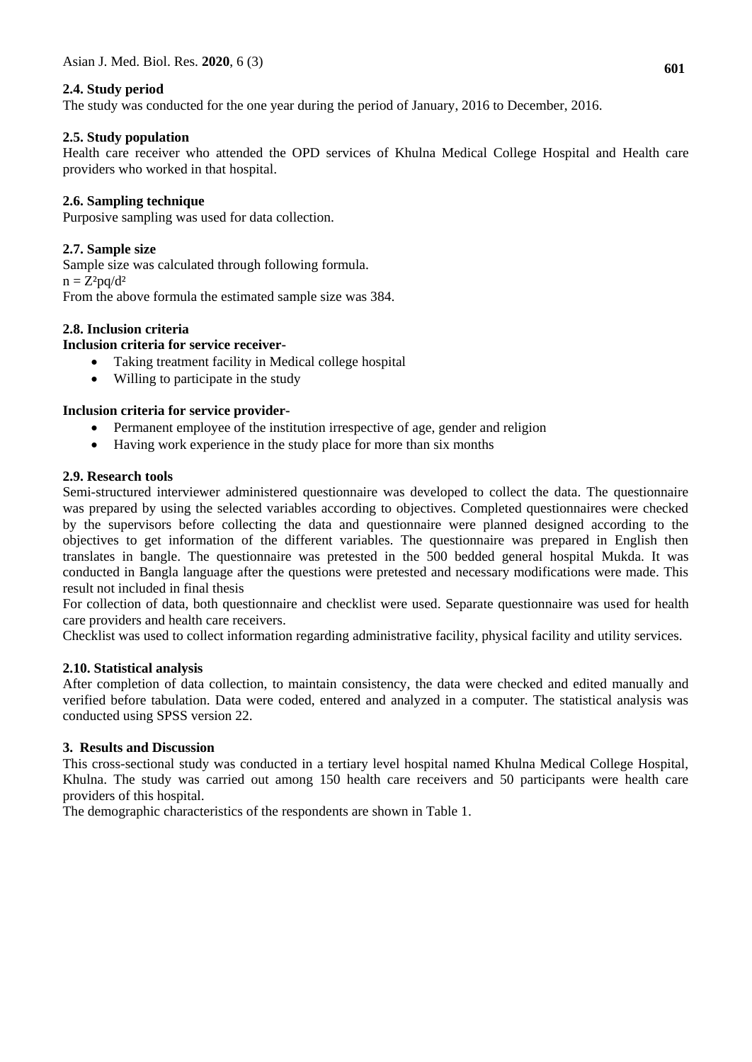### 2.4. Study period

The study was conducted for the one year during the period of January, 2016 to December, 2016.

### 2.5. Study population

Health care receiver who attended the OPD services of Khulna Medical College Hospital and Health care providers who worked in that hospital.

### 2.6. Sampling technique

Purposive sampling was used for data collection.

### 2.7. Sample size

Sample size was calculated through following formula.

$n = Z^2pq/d^2$

From the above formula the estimated sample size was 384.

### 2.8. Inclusion criteria

**Inclusion criteria for service receiver-**

- Taking treatment facility in Medical college hospital
- Willing to participate in the study

**Inclusion criteria for service provider-**

- Permanent employee of the institution irrespective of age, gender and religion
- Having work experience in the study place for more than six months

### 2.9. Research tools

Semi-structured interviewer administered questionnaire was developed to collect the data. The questionnaire was prepared by using the selected variables according to objectives. Completed questionnaires were checked by the supervisors before collecting the data and questionnaire were planned designed according to the objectives to get information of the different variables. The questionnaire was prepared in English then translates in bangle. The questionnaire was pretested in the 500 bedded general hospital Mukda. It was conducted in Bangla language after the questions were pretested and necessary modifications were made. This result not included in final thesis

For collection of data, both questionnaire and checklist were used. Separate questionnaire was used for health care providers and health care receivers.

Checklist was used to collect information regarding administrative facility, physical facility and utility services.

### 2.10. Statistical analysis

After completion of data collection, to maintain consistency, the data were checked and edited manually and verified before tabulation. Data were coded, entered and analyzed in a computer. The statistical analysis was conducted using SPSS version 22.

## 3. Results and Discussion

This cross-sectional study was conducted in a tertiary level hospital named Khulna Medical College Hospital, Khulna. The study was carried out among 150 health care receivers and 50 participants were health care providers of this hospital.

The demographic characteristics of the respondents are shown in Table 1.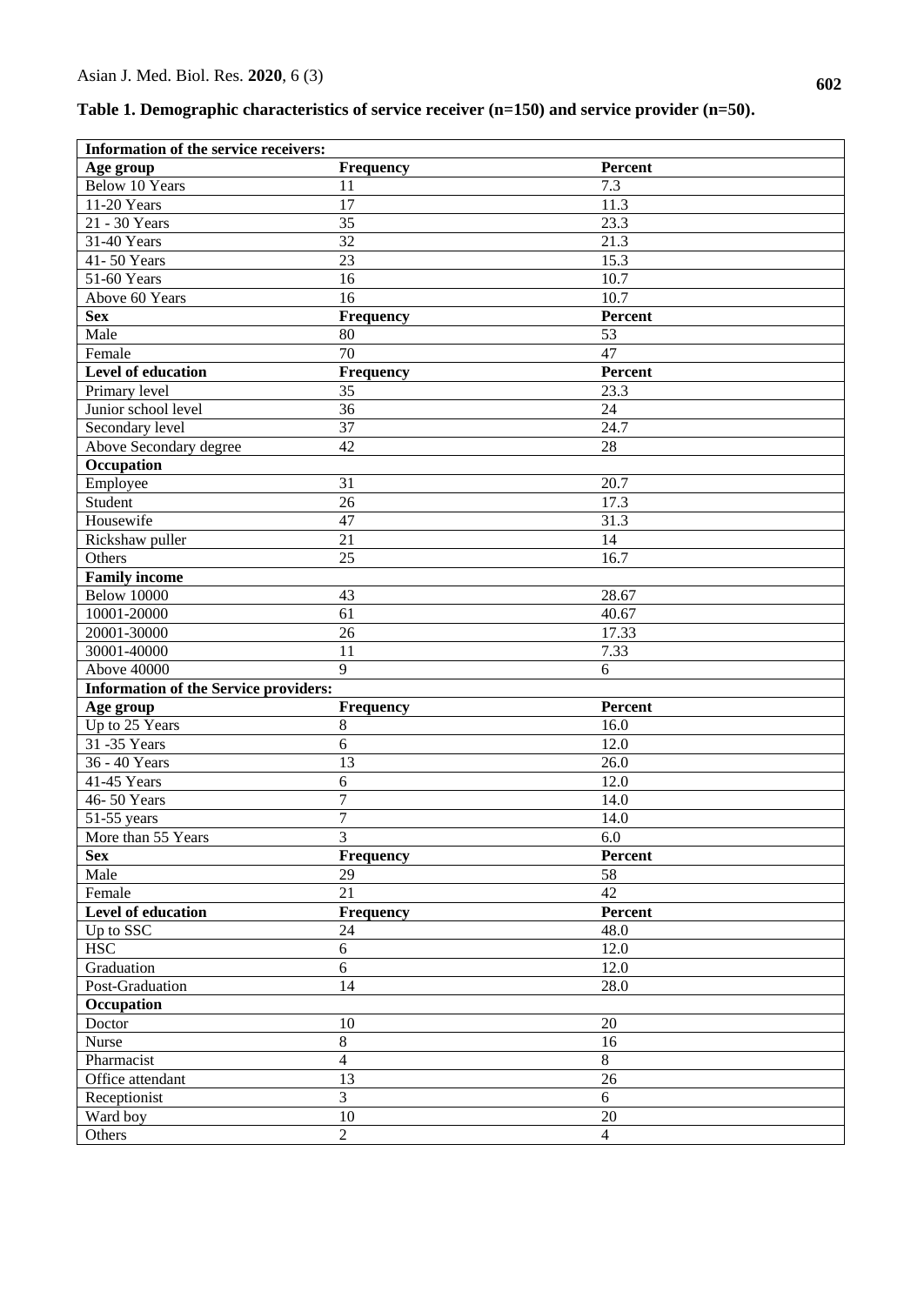**Table 1. Demographic characteristics of service receiver (n=150) and service provider (n=50).**

| **Information of the service receivers:** | | |
|---|---|---|
| **Age group** | **Frequency** | **Percent** |
| Below 10 Years | 11 | 7.3 |
| 11-20 Years | 17 | 11.3 |
| 21 - 30 Years | 35 | 23.3 |
| 31-40 Years | 32 | 21.3 |
| 41- 50 Years | 23 | 15.3 |
| 51-60 Years | 16 | 10.7 |
| Above 60 Years | 16 | 10.7 |
| **Sex** | **Frequency** | **Percent** |
| Male | 80 | 53 |
| Female | 70 | 47 |
| **Level of education** | **Frequency** | **Percent** |
| Primary level | 35 | 23.3 |
| Junior school level | 36 | 24 |
| Secondary level | 37 | 24.7 |
| Above Secondary degree | 42 | 28 |
| **Occupation** | | |
| Employee | 31 | 20.7 |
| Student | 26 | 17.3 |
| Housewife | 47 | 31.3 |
| Rickshaw puller | 21 | 14 |
| Others | 25 | 16.7 |
| **Family income** | | |
| Below 10000 | 43 | 28.67 |
| 10001-20000 | 61 | 40.67 |
| 20001-30000 | 26 | 17.33 |
| 30001-40000 | 11 | 7.33 |
| Above 40000 | 9 | 6 |
| **Information of the Service providers:** | | |
| **Age group** | **Frequency** | **Percent** |
| Up to 25 Years | 8 | 16.0 |
| 31 -35 Years | 6 | 12.0 |
| 36 - 40 Years | 13 | 26.0 |
| 41-45 Years | 6 | 12.0 |
| 46- 50 Years | 7 | 14.0 |
| 51-55 years | 7 | 14.0 |
| More than 55 Years | 3 | 6.0 |
| **Sex** | **Frequency** | **Percent** |
| Male | 29 | 58 |
| Female | 21 | 42 |
| **Level of education** | **Frequency** | **Percent** |
| Up to SSC | 24 | 48.0 |
| HSC | 6 | 12.0 |
| Graduation | 6 | 12.0 |
| Post-Graduation | 14 | 28.0 |
| **Occupation** | | |
| Doctor | 10 | 20 |
| Nurse | 8 | 16 |
| Pharmacist | 4 | 8 |
| Office attendant | 13 | 26 |
| Receptionist | 3 | 6 |
| Ward boy | 10 | 20 |
| Others | 2 | 4 |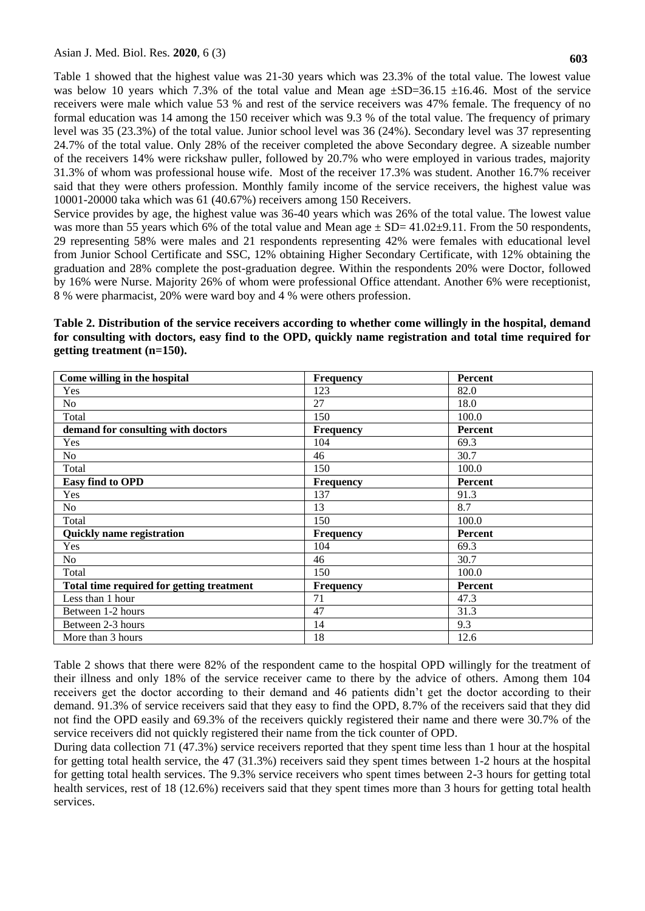Table 1 showed that the highest value was 21-30 years which was 23.3% of the total value. The lowest value was below 10 years which 7.3% of the total value and Mean age ±SD=36.15 ±16.46. Most of the service receivers were male which value 53 % and rest of the service receivers was 47% female. The frequency of no formal education was 14 among the 150 receiver which was 9.3 % of the total value. The frequency of primary level was 35 (23.3%) of the total value. Junior school level was 36 (24%). Secondary level was 37 representing 24.7% of the total value. Only 28% of the receiver completed the above Secondary degree. A sizeable number of the receivers 14% were rickshaw puller, followed by 20.7% who were employed in various trades, majority 31.3% of whom was professional house wife. Most of the receiver 17.3% was student. Another 16.7% receiver said that they were others profession. Monthly family income of the service receivers, the highest value was 10001-20000 taka which was 61 (40.67%) receivers among 150 Receivers.

Service provides by age, the highest value was 36-40 years which was 26% of the total value. The lowest value was more than 55 years which 6% of the total value and Mean age ± SD= 41.02±9.11. From the 50 respondents, 29 representing 58% were males and 21 respondents representing 42% were females with educational level from Junior School Certificate and SSC, 12% obtaining Higher Secondary Certificate, with 12% obtaining the graduation and 28% complete the post-graduation degree. Within the respondents 20% were Doctor, followed by 16% were Nurse. Majority 26% of whom were professional Office attendant. Another 6% were receptionist, 8 % were pharmacist, 20% were ward boy and 4 % were others profession.

**Table 2. Distribution of the service receivers according to whether come willingly in the hospital, demand for consulting with doctors, easy find to the OPD, quickly name registration and total time required for getting treatment (n=150).**

| Come willing in the hospital | Frequency | Percent |
|---|---|---|
| Yes | 123 | 82.0 |
| No | 27 | 18.0 |
| Total | 150 | 100.0 |
| **demand for consulting with doctors** | **Frequency** | **Percent** |
| Yes | 104 | 69.3 |
| No | 46 | 30.7 |
| Total | 150 | 100.0 |
| **Easy find to OPD** | **Frequency** | **Percent** |
| Yes | 137 | 91.3 |
| No | 13 | 8.7 |
| Total | 150 | 100.0 |
| **Quickly name registration** | **Frequency** | **Percent** |
| Yes | 104 | 69.3 |
| No | 46 | 30.7 |
| Total | 150 | 100.0 |
| **Total time required for getting treatment** | **Frequency** | **Percent** |
| Less than 1 hour | 71 | 47.3 |
| Between 1-2 hours | 47 | 31.3 |
| Between 2-3 hours | 14 | 9.3 |
| More than 3 hours | 18 | 12.6 |

Table 2 shows that there were 82% of the respondent came to the hospital OPD willingly for the treatment of their illness and only 18% of the service receiver came to there by the advice of others. Among them 104 receivers get the doctor according to their demand and 46 patients didn't get the doctor according to their demand. 91.3% of service receivers said that they easy to find the OPD, 8.7% of the receivers said that they did not find the OPD easily and 69.3% of the receivers quickly registered their name and there were 30.7% of the service receivers did not quickly registered their name from the tick counter of OPD.

During data collection 71 (47.3%) service receivers reported that they spent time less than 1 hour at the hospital for getting total health service, the 47 (31.3%) receivers said they spent times between 1-2 hours at the hospital for getting total health services. The 9.3% service receivers who spent times between 2-3 hours for getting total health services, rest of 18 (12.6%) receivers said that they spent times more than 3 hours for getting total health services.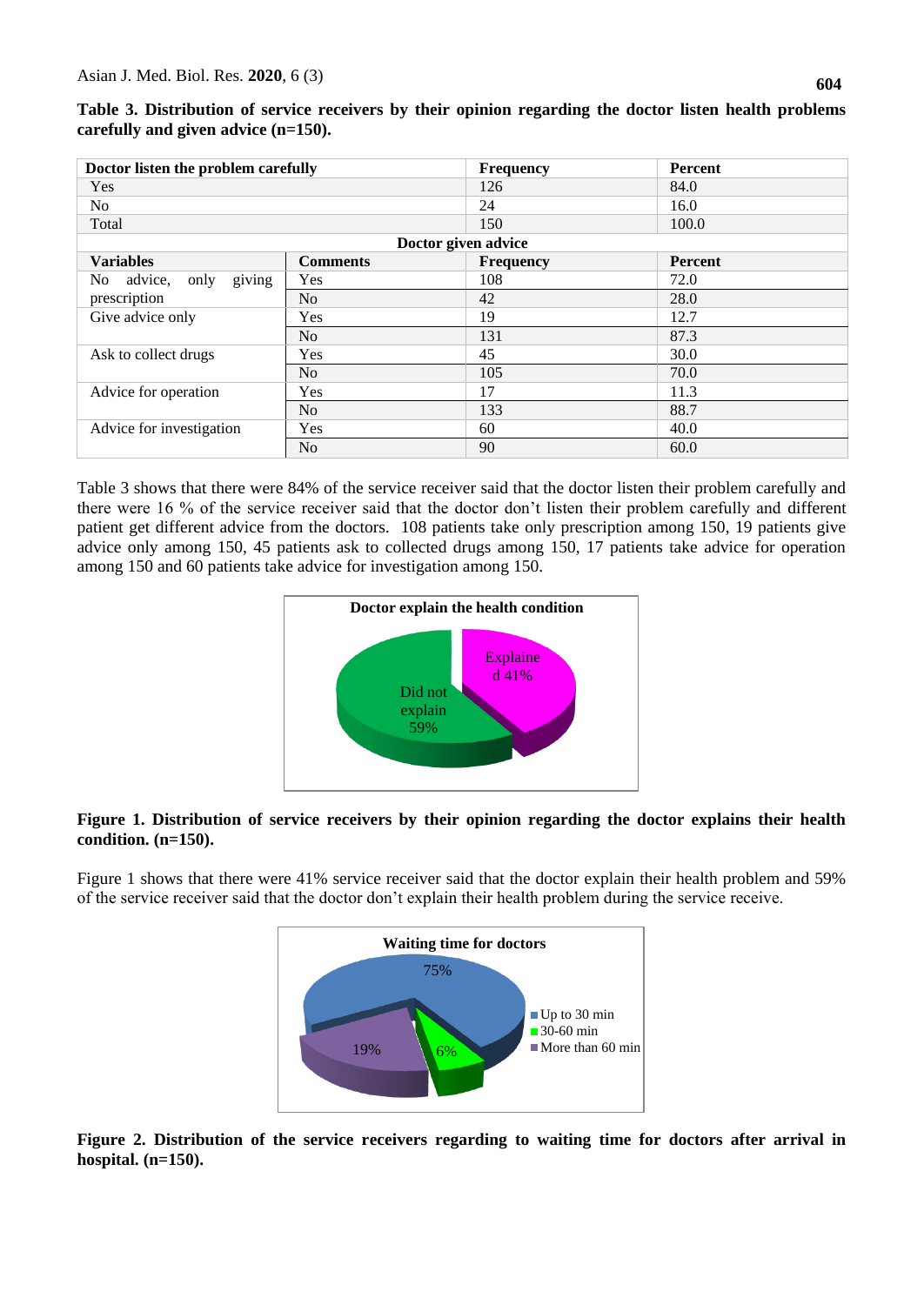**Table 3. Distribution of service receivers by their opinion regarding the doctor listen health problems carefully and given advice (n=150).**

| Doctor listen the problem carefully | | Frequency | Percent |
|---|---|---|---|
| Yes | | 126 | 84.0 |
| No | | 24 | 16.0 |
| Total | | 150 | 100.0 |
| **Doctor given advice** | | | |
| **Variables** | **Comments** | **Frequency** | **Percent** |
| No advice, only giving prescription | Yes | 108 | 72.0 |
| | No | 42 | 28.0 |
| Give advice only | Yes | 19 | 12.7 |
| | No | 131 | 87.3 |
| Ask to collect drugs | Yes | 45 | 30.0 |
| | No | 105 | 70.0 |
| Advice for operation | Yes | 17 | 11.3 |
| | No | 133 | 88.7 |
| Advice for investigation | Yes | 60 | 40.0 |
| | No | 90 | 60.0 |

Table 3 shows that there were 84% of the service receiver said that the doctor listen their problem carefully and there were 16 % of the service receiver said that the doctor don't listen their problem carefully and different patient get different advice from the doctors. 108 patients take only prescription among 150, 19 patients give advice only among 150, 45 patients ask to collected drugs among 150, 17 patients take advice for operation among 150 and 60 patients take advice for investigation among 150.

**Figure 1. Distribution of service receivers by their opinion regarding the doctor explains their health condition. (n=150).**

Figure 1 shows that there were 41% service receiver said that the doctor explain their health problem and 59% of the service receiver said that the doctor don't explain their health problem during the service receive.

**Figure 2. Distribution of the service receivers regarding to waiting time for doctors after arrival in hospital. (n=150).**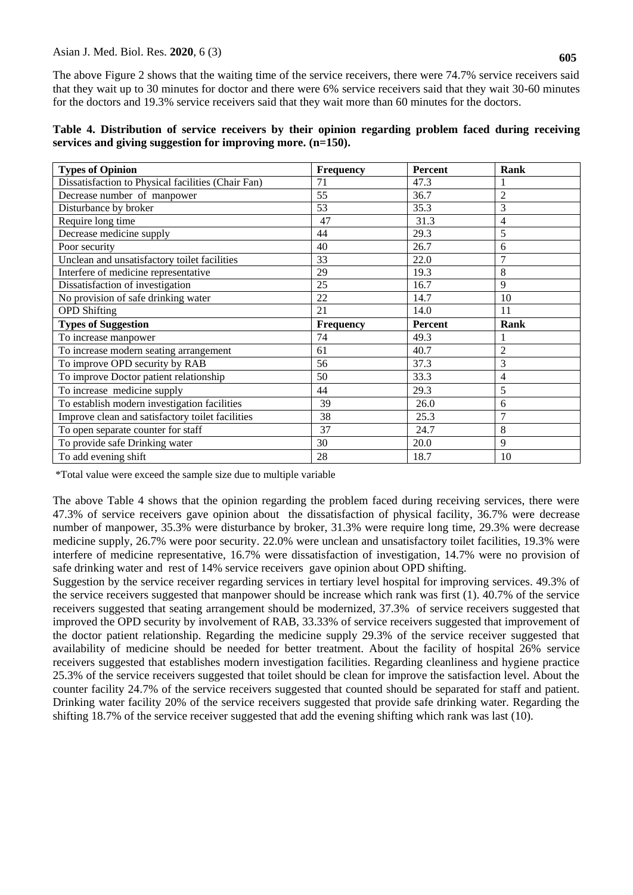The above Figure 2 shows that the waiting time of the service receivers, there were 74.7% service receivers said that they wait up to 30 minutes for doctor and there were 6% service receivers said that they wait 30-60 minutes for the doctors and 19.3% service receivers said that they wait more than 60 minutes for the doctors.

**Table 4. Distribution of service receivers by their opinion regarding problem faced during receiving services and giving suggestion for improving more. (n=150).**

| **Types of Opinion** | **Frequency** | **Percent** | **Rank** |
|---|---|---|---|
| Dissatisfaction to Physical facilities (Chair Fan) | 71 | 47.3 | 1 |
| Decrease number of manpower | 55 | 36.7 | 2 |
| Disturbance by broker | 53 | 35.3 | 3 |
| Require long time | 47 | 31.3 | 4 |
| Decrease medicine supply | 44 | 29.3 | 5 |
| Poor security | 40 | 26.7 | 6 |
| Unclean and unsatisfactory toilet facilities | 33 | 22.0 | 7 |
| Interfere of medicine representative | 29 | 19.3 | 8 |
| Dissatisfaction of investigation | 25 | 16.7 | 9 |
| No provision of safe drinking water | 22 | 14.7 | 10 |
| OPD Shifting | 21 | 14.0 | 11 |
| **Types of Suggestion** | **Frequency** | **Percent** | **Rank** |
| To increase manpower | 74 | 49.3 | 1 |
| To increase modern seating arrangement | 61 | 40.7 | 2 |
| To improve OPD security by RAB | 56 | 37.3 | 3 |
| To improve Doctor patient relationship | 50 | 33.3 | 4 |
| To increase medicine supply | 44 | 29.3 | 5 |
| To establish modern investigation facilities | 39 | 26.0 | 6 |
| Improve clean and satisfactory toilet facilities | 38 | 25.3 | 7 |
| To open separate counter for staff | 37 | 24.7 | 8 |
| To provide safe Drinking water | 30 | 20.0 | 9 |
| To add evening shift | 28 | 18.7 | 10 |

*Total value were exceed the sample size due to multiple variable

The above Table 4 shows that the opinion regarding the problem faced during receiving services, there were 47.3% of service receivers gave opinion about the dissatisfaction of physical facility, 36.7% were decrease number of manpower, 35.3% were disturbance by broker, 31.3% were require long time, 29.3% were decrease medicine supply, 26.7% were poor security. 22.0% were unclean and unsatisfactory toilet facilities, 19.3% were interfere of medicine representative, 16.7% were dissatisfaction of investigation, 14.7% were no provision of safe drinking water and rest of 14% service receivers gave opinion about OPD shifting.

Suggestion by the service receiver regarding services in tertiary level hospital for improving services. 49.3% of the service receivers suggested that manpower should be increase which rank was first (1). 40.7% of the service receivers suggested that seating arrangement should be modernized, 37.3% of service receivers suggested that improved the OPD security by involvement of RAB, 33.33% of service receivers suggested that improvement of the doctor patient relationship. Regarding the medicine supply 29.3% of the service receiver suggested that availability of medicine should be needed for better treatment. About the facility of hospital 26% service receivers suggested that establishes modern investigation facilities. Regarding cleanliness and hygiene practice 25.3% of the service receivers suggested that toilet should be clean for improve the satisfaction level. About the counter facility 24.7% of the service receivers suggested that counted should be separated for staff and patient. Drinking water facility 20% of the service receivers suggested that provide safe drinking water. Regarding the shifting 18.7% of the service receiver suggested that add the evening shifting which rank was last (10).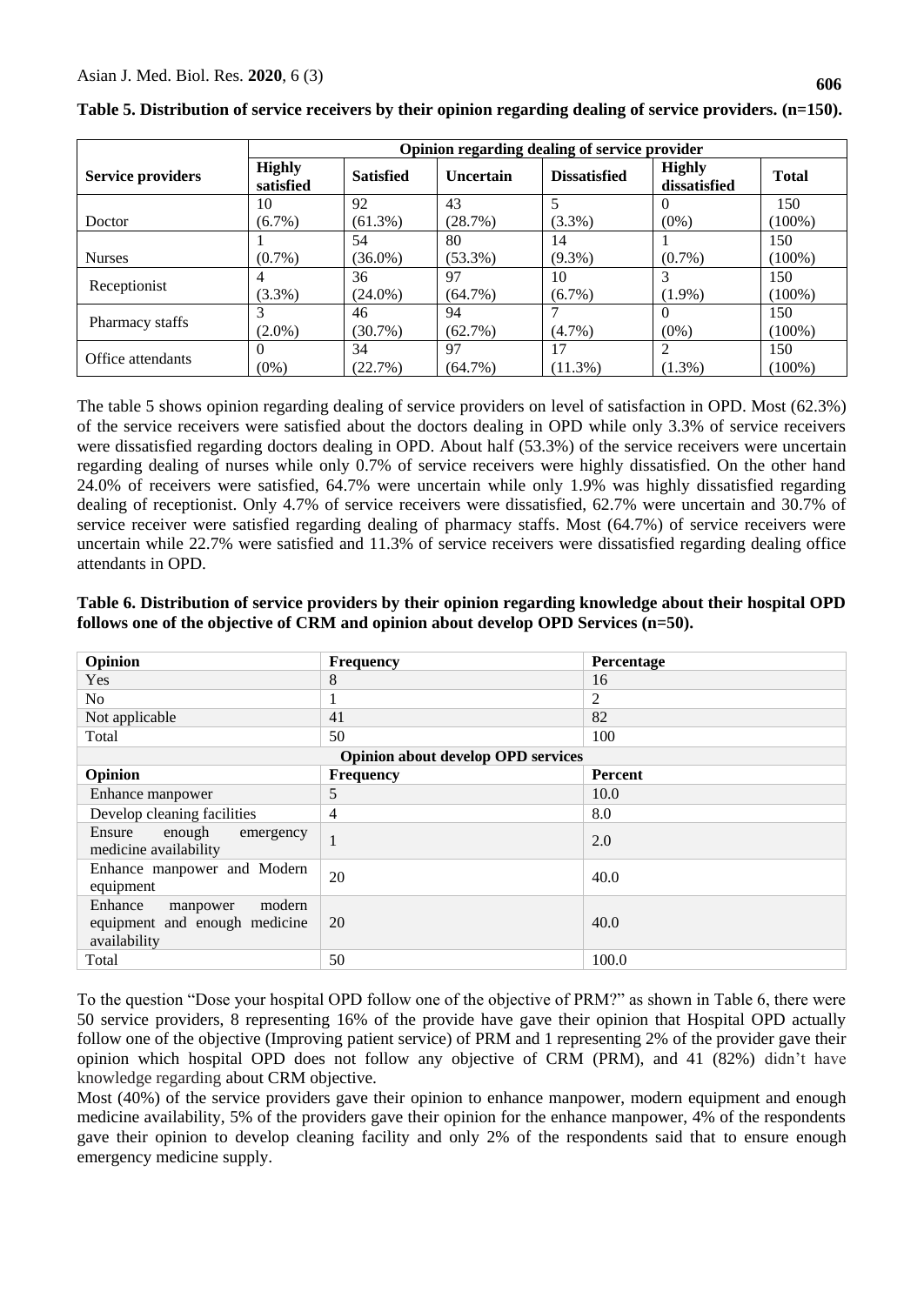**Table 5. Distribution of service receivers by their opinion regarding dealing of service providers. (n=150).**

| Service providers | Opinion regarding dealing of service provider | | | | | |
|---|---|---|---|---|---|---|
| | Highly satisfied | Satisfied | Uncertain | Dissatisfied | Highly dissatisfied | Total |
| Doctor | 10 (6.7%) | 92 (61.3%) | 43 (28.7%) | 5 (3.3%) | 0 (0%) | 150 (100%) |
| Nurses | 1 (0.7%) | 54 (36.0%) | 80 (53.3%) | 14 (9.3%) | 1 (0.7%) | 150 (100%) |
| Receptionist | 4 (3.3%) | 36 (24.0%) | 97 (64.7%) | 10 (6.7%) | 3 (1.9%) | 150 (100%) |
| Pharmacy staffs | 3 (2.0%) | 46 (30.7%) | 94 (62.7%) | 7 (4.7%) | 0 (0%) | 150 (100%) |
| Office attendants | 0 (0%) | 34 (22.7%) | 97 (64.7%) | 17 (11.3%) | 2 (1.3%) | 150 (100%) |

The table 5 shows opinion regarding dealing of service providers on level of satisfaction in OPD. Most (62.3%) of the service receivers were satisfied about the doctors dealing in OPD while only 3.3% of service receivers were dissatisfied regarding doctors dealing in OPD. About half (53.3%) of the service receivers were uncertain regarding dealing of nurses while only 0.7% of service receivers were highly dissatisfied. On the other hand 24.0% of receivers were satisfied, 64.7% were uncertain while only 1.9% was highly dissatisfied regarding dealing of receptionist. Only 4.7% of service receivers were dissatisfied, 62.7% were uncertain and 30.7% of service receiver were satisfied regarding dealing of pharmacy staffs. Most (64.7%) of service receivers were uncertain while 22.7% were satisfied and 11.3% of service receivers were dissatisfied regarding dealing office attendants in OPD.

**Table 6. Distribution of service providers by their opinion regarding knowledge about their hospital OPD follows one of the objective of CRM and opinion about develop OPD Services (n=50).**

| Opinion | Frequency | Percentage |
|---|---|---|
| Yes | 8 | 16 |
| No | 1 | 2 |
| Not applicable | 41 | 82 |
| Total | 50 | 100 |
| **Opinion about develop OPD services** | | |
| **Opinion** | **Frequency** | **Percent** |
| Enhance manpower | 5 | 10.0 |
| Develop cleaning facilities | 4 | 8.0 |
| Ensure enough emergency medicine availability | 1 | 2.0 |
| Enhance manpower and Modern equipment | 20 | 40.0 |
| Enhance manpower modern equipment and enough medicine availability | 20 | 40.0 |
| Total | 50 | 100.0 |

To the question "Dose your hospital OPD follow one of the objective of PRM?" as shown in Table 6, there were 50 service providers, 8 representing 16% of the provide have gave their opinion that Hospital OPD actually follow one of the objective (Improving patient service) of PRM and 1 representing 2% of the provider gave their opinion which hospital OPD does not follow any objective of CRM (PRM), and 41 (82%) didn't have knowledge regarding about CRM objective.

Most (40%) of the service providers gave their opinion to enhance manpower, modern equipment and enough medicine availability, 5% of the providers gave their opinion for the enhance manpower, 4% of the respondents gave their opinion to develop cleaning facility and only 2% of the respondents said that to ensure enough emergency medicine supply.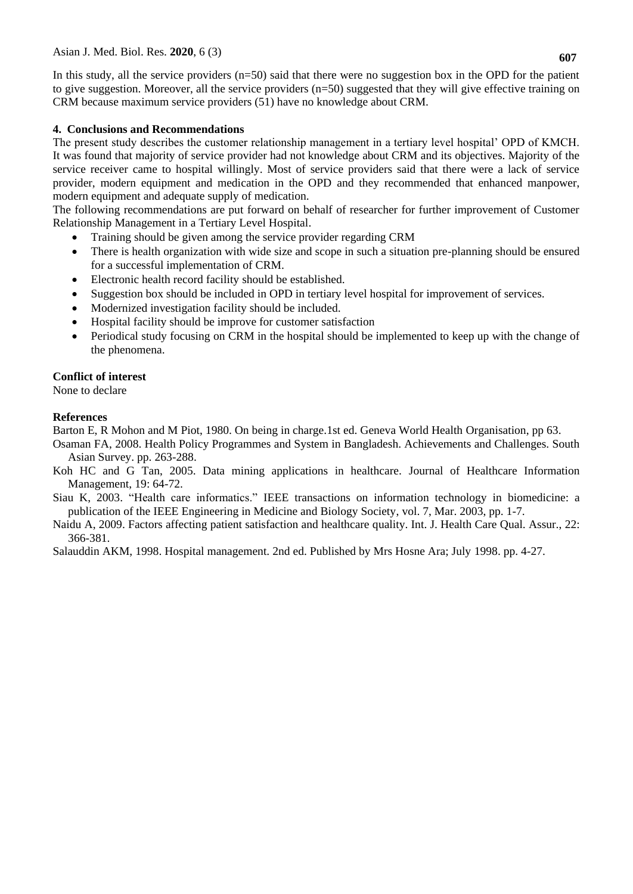In this study, all the service providers (n=50) said that there were no suggestion box in the OPD for the patient to give suggestion. Moreover, all the service providers (n=50) suggested that they will give effective training on CRM because maximum service providers (51) have no knowledge about CRM.

## 4. Conclusions and Recommendations

The present study describes the customer relationship management in a tertiary level hospital' OPD of KMCH. It was found that majority of service provider had not knowledge about CRM and its objectives. Majority of the service receiver came to hospital willingly. Most of service providers said that there were a lack of service provider, modern equipment and medication in the OPD and they recommended that enhanced manpower, modern equipment and adequate supply of medication.

The following recommendations are put forward on behalf of researcher for further improvement of Customer Relationship Management in a Tertiary Level Hospital.

- Training should be given among the service provider regarding CRM
- There is health organization with wide size and scope in such a situation pre-planning should be ensured for a successful implementation of CRM.
- Electronic health record facility should be established.
- Suggestion box should be included in OPD in tertiary level hospital for improvement of services.
- Modernized investigation facility should be included.
- Hospital facility should be improve for customer satisfaction
- Periodical study focusing on CRM in the hospital should be implemented to keep up with the change of the phenomena.

**Conflict of interest**

None to declare

**References**

Barton E, R Mohon and M Piot, 1980. On being in charge.1st ed. Geneva World Health Organisation, pp 63.

Osaman FA, 2008. Health Policy Programmes and System in Bangladesh. Achievements and Challenges. South Asian Survey. pp. 263-288.

Koh HC and G Tan, 2005. Data mining applications in healthcare. Journal of Healthcare Information Management, 19: 64-72.

Siau K, 2003. "Health care informatics." IEEE transactions on information technology in biomedicine: a publication of the IEEE Engineering in Medicine and Biology Society, vol. 7, Mar. 2003, pp. 1-7.

Naidu A, 2009. Factors affecting patient satisfaction and healthcare quality. Int. J. Health Care Qual. Assur., 22: 366-381.

Salauddin AKM, 1998. Hospital management. 2nd ed. Published by Mrs Hosne Ara; July 1998. pp. 4-27.